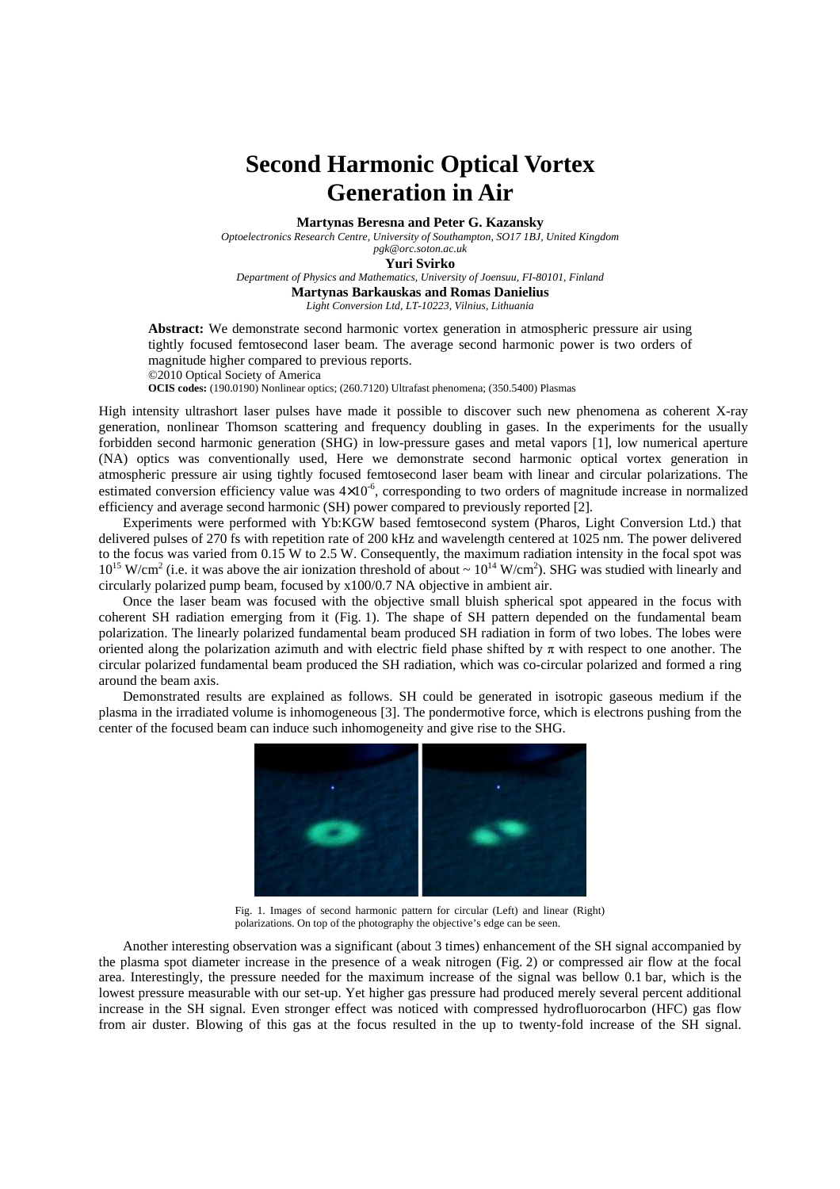# Second Harmonic Optical Vortex Generation in Air

**Martynas Beresna and Peter G. Kazansky**

*Optoelectronics Research Centre, University of Southampton, SO17 1BJ, United Kingdom*
*pgk@orc.soton.ac.uk*

**Yuri Svirko**

*Department of Physics and Mathematics, University of Joensuu, FI-80101, Finland*

**Martynas Barkauskas and Romas Danielius**

*Light Conversion Ltd, LT-10223, Vilnius, Lithuania*

**Abstract:** We demonstrate second harmonic vortex generation in atmospheric pressure air using tightly focused femtosecond laser beam. The average second harmonic power is two orders of magnitude higher compared to previous reports.

©2010 Optical Society of America

**OCIS codes:** (190.0190) Nonlinear optics; (260.7120) Ultrafast phenomena; (350.5400) Plasmas

High intensity ultrashort laser pulses have made it possible to discover such new phenomena as coherent X-ray generation, nonlinear Thomson scattering and frequency doubling in gases. In the experiments for the usually forbidden second harmonic generation (SHG) in low-pressure gases and metal vapors [1], low numerical aperture (NA) optics was conventionally used, Here we demonstrate second harmonic optical vortex generation in atmospheric pressure air using tightly focused femtosecond laser beam with linear and circular polarizations. The estimated conversion efficiency value was $4\times10^{-6}$, corresponding to two orders of magnitude increase in normalized efficiency and average second harmonic (SH) power compared to previously reported [2].

Experiments were performed with Yb:KGW based femtosecond system (Pharos, Light Conversion Ltd.) that delivered pulses of 270 fs with repetition rate of 200 kHz and wavelength centered at 1025 nm. The power delivered to the focus was varied from 0.15 W to 2.5 W. Consequently, the maximum radiation intensity in the focal spot was $10^{15}$ W/cm$^2$ (i.e. it was above the air ionization threshold of about ~ $10^{14}$ W/cm$^2$). SHG was studied with linearly and circularly polarized pump beam, focused by x100/0.7 NA objective in ambient air.

Once the laser beam was focused with the objective small bluish spherical spot appeared in the focus with coherent SH radiation emerging from it (Fig. 1). The shape of SH pattern depended on the fundamental beam polarization. The linearly polarized fundamental beam produced SH radiation in form of two lobes. The lobes were oriented along the polarization azimuth and with electric field phase shifted by $\pi$ with respect to one another. The circular polarized fundamental beam produced the SH radiation, which was co-circular polarized and formed a ring around the beam axis.

Demonstrated results are explained as follows. SH could be generated in isotropic gaseous medium if the plasma in the irradiated volume is inhomogeneous [3]. The pondermotive force, which is electrons pushing from the center of the focused beam can induce such inhomogeneity and give rise to the SHG.

Fig. 1. Images of second harmonic pattern for circular (Left) and linear (Right) polarizations. On top of the photography the objective's edge can be seen.

Another interesting observation was a significant (about 3 times) enhancement of the SH signal accompanied by the plasma spot diameter increase in the presence of a weak nitrogen (Fig. 2) or compressed air flow at the focal area. Interestingly, the pressure needed for the maximum increase of the signal was bellow 0.1 bar, which is the lowest pressure measurable with our set-up. Yet higher gas pressure had produced merely several percent additional increase in the SH signal. Even stronger effect was noticed with compressed hydrofluorocarbon (HFC) gas flow from air duster. Blowing of this gas at the focus resulted in the up to twenty-fold increase of the SH signal.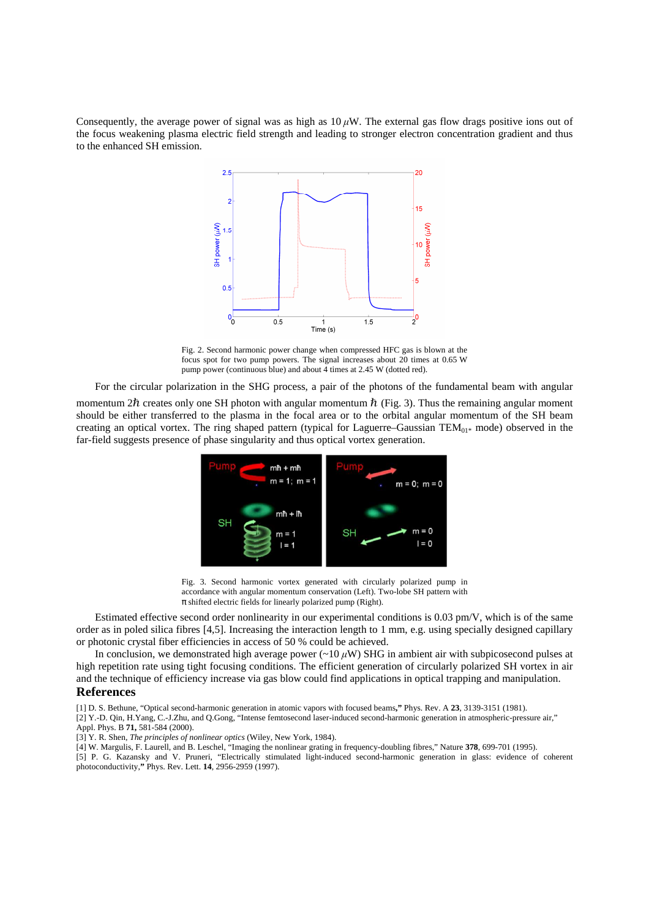Consequently, the average power of signal was as high as 10 $\mu$W. The external gas flow drags positive ions out of the focus weakening plasma electric field strength and leading to stronger electron concentration gradient and thus to the enhanced SH emission.

SH power ($\mu$W)
SH power ($\mu$W)
Time (s)
0
0.5
1
1.5
2
2.5
0
5
10
15
20
0
0.5
1
1.5
2

Fig. 2. Second harmonic power change when compressed HFC gas is blown at the focus spot for two pump powers. The signal increases about 20 times at 0.65 W pump power (continuous blue) and about 4 times at 2.45 W (dotted red).

For the circular polarization in the SHG process, a pair of the photons of the fundamental beam with angular momentum $2\hbar$ creates only one SH photon with angular momentum $\hbar$ (Fig. 3). Thus the remaining angular moment should be either transferred to the plasma in the focal area or to the orbital angular momentum of the SH beam creating an optical vortex. The ring shaped pattern (typical for Laguerre–Gaussian $TEM_{01*}$ mode) observed in the far-field suggests presence of phase singularity and thus optical vortex generation.

Pump
$m\hbar + m\hbar$
$m = 1$; $m = 1$
SH
$m\hbar + l\hbar$
$m = 1$
$l = 1$
Pump
$m = 0$; $m = 0$
SH
$m = 0$
$l = 0$

Fig. 3. Second harmonic vortex generated with circularly polarized pump in accordance with angular momentum conservation (Left). Two-lobe SH pattern with π shifted electric fields for linearly polarized pump (Right).

Estimated effective second order nonlinearity in our experimental conditions is 0.03 pm/V, which is of the same order as in poled silica fibres [4,5]. Increasing the interaction length to 1 mm, e.g. using specially designed capillary or photonic crystal fiber efficiencies in access of 50 % could be achieved.

In conclusion, we demonstrated high average power (~10 $\mu$W) SHG in ambient air with subpicosecond pulses at high repetition rate using tight focusing conditions. The efficient generation of circularly polarized SH vortex in air and the technique of efficiency increase via gas blow could find applications in optical trapping and manipulation.

## References

[1] D. S. Bethune, "Optical second-harmonic generation in atomic vapors with focused beams," Phys. Rev. A **23**, 3139-3151 (1981).
[2] Y.-D. Qin, H.Yang, C.-J.Zhu, and Q.Gong, "Intense femtosecond laser-induced second-harmonic generation in atmospheric-pressure air," Appl. Phys. B **71,** 581-584 (2000).
[3] Y. R. Shen, *The principles of nonlinear optics* (Wiley, New York, 1984).
[4] W. Margulis, F. Laurell, and B. Leschel, "Imaging the nonlinear grating in frequency-doubling fibres," Nature **378**, 699-701 (1995).
[5] P. G. Kazansky and V. Pruneri, "Electrically stimulated light-induced second-harmonic generation in glass: evidence of coherent photoconductivity," Phys. Rev. Lett. **14**, 2956-2959 (1997).